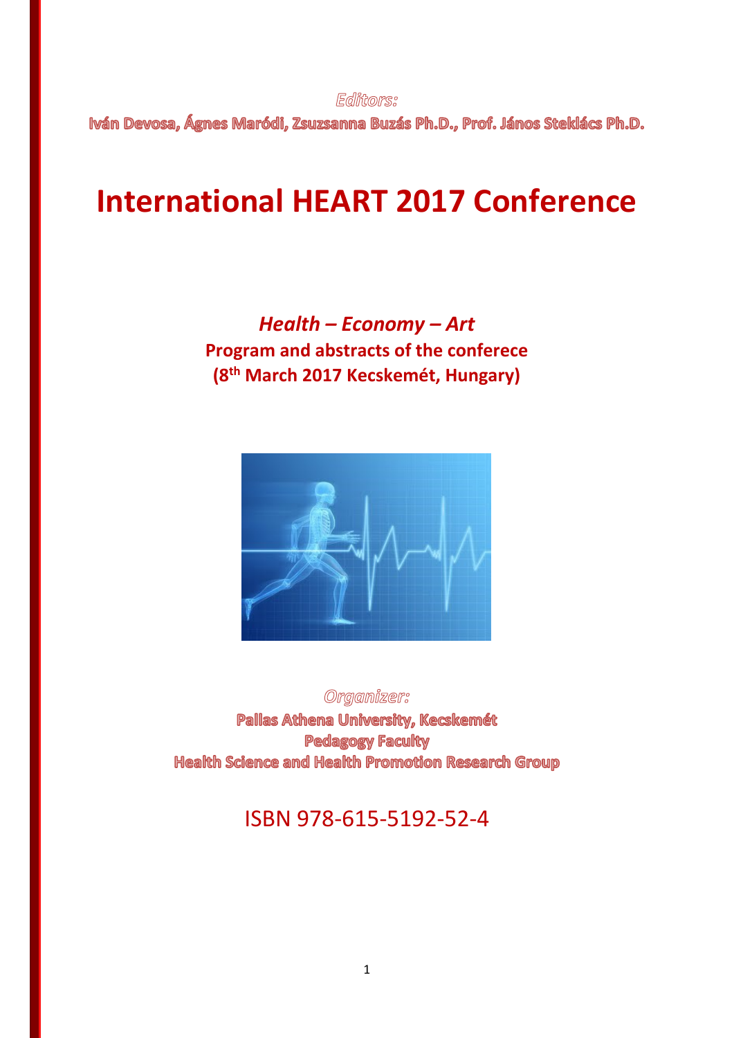*Editors:*

**Iván Devosa, Ágnes Maródi, Zsuzsanna Buzás Ph.D., Prof. János Steklács Ph.D.**

# International HEART 2017 Conference

***Health – Economy – Art***

**Program and abstracts of the conferece**

**(8th March 2017 Kecskemét, Hungary)**

*Organizer:*

**Pallas Athena University, Kecskemét**

**Pedagogy Faculty**

**Health Science and Health Promotion Research Group**

ISBN 978-615-5192-52-4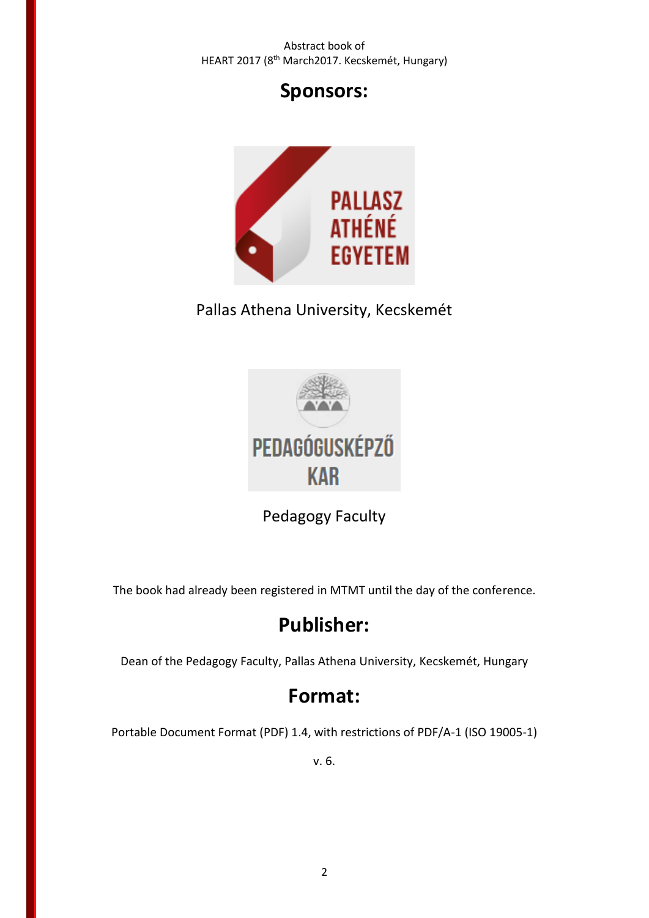# Sponsors:

Pallas Athena University, Kecskemét

Pedagogy Faculty

The book had already been registered in MTMT until the day of the conference.

# Publisher:

Dean of the Pedagogy Faculty, Pallas Athena University, Kecskemét, Hungary

# Format:

Portable Document Format (PDF) 1.4, with restrictions of PDF/A-1 (ISO 19005-1)

v. 6.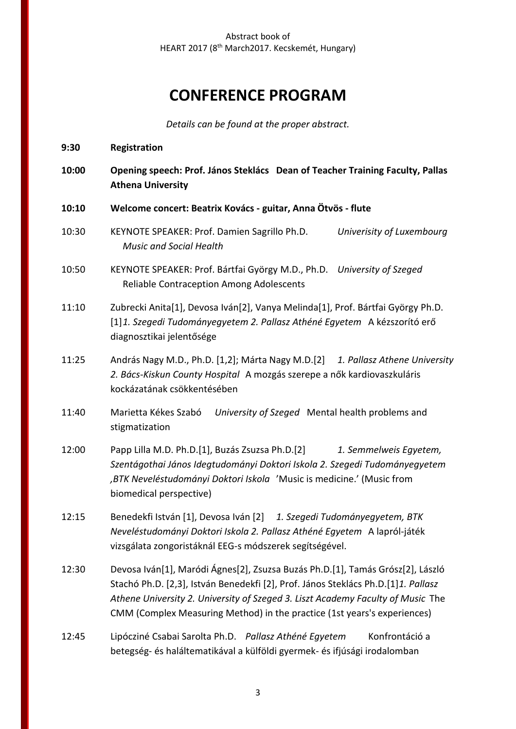# CONFERENCE PROGRAM

*Details can be found at the proper abstract.*

**9:30** **Registration**

**10:00** **Opening speech: Prof. János Steklács Dean of Teacher Training Faculty, Pallas Athena University**

**10:10** **Welcome concert: Beatrix Kovács - guitar, Anna Ötvös - flute**

10:30 KEYNOTE SPEAKER: Prof. Damien Sagrillo Ph.D. *Univerisity of Luxembourg* *Music and Social Health*

10:50 KEYNOTE SPEAKER: Prof. Bártfai György M.D., Ph.D. *University of Szeged* Reliable Contraception Among Adolescents

11:10 Zubrecki Anita[1], Devosa Iván[2], Vanya Melinda[1], Prof. Bártfai György Ph.D. [1]*1. Szegedi Tudományegyetem 2. Pallasz Athéné Egyetem* A kézszorító erő diagnosztikai jelentősége

11:25 András Nagy M.D., Ph.D. [1,2]; Márta Nagy M.D.[2] *1. Pallasz Athene University 2. Bács-Kiskun County Hospital* A mozgás szerepe a nők kardiovaszkuláris kockázatának csökkentésében

11:40 Marietta Kékes Szabó *University of Szeged* Mental health problems and stigmatization

12:00 Papp Lilla M.D. Ph.D.[1], Buzás Zsuzsa Ph.D.[2] *1. Semmelweis Egyetem, Szentágothai János Idegtudományi Doktori Iskola 2. Szegedi Tudományegyetem ,BTK Neveléstudományi Doktori Iskola* 'Music is medicine.' (Music from biomedical perspective)

12:15 Benedekfi István [1], Devosa Iván [2] *1. Szegedi Tudományegyetem, BTK Neveléstudományi Doktori Iskola 2. Pallasz Athéné Egyetem* A lapról-játék vizsgálata zongoristáknál EEG-s módszerek segítségével.

12:30 Devosa Iván[1], Maródi Ágnes[2], Zsuzsa Buzás Ph.D.[1], Tamás Grósz[2], László Stachó Ph.D. [2,3], István Benedekfi [2], Prof. János Steklács Ph.D.[1]*1. Pallasz Athene University 2. University of Szeged 3. Liszt Academy Faculty of Music* The CMM (Complex Measuring Method) in the practice (1st years's experiences)

12:45 Lipócziné Csabai Sarolta Ph.D. *Pallasz Athéné Egyetem* Konfrontáció a betegség- és haláltematikával a külföldi gyermek- és ifjúsági irodalomban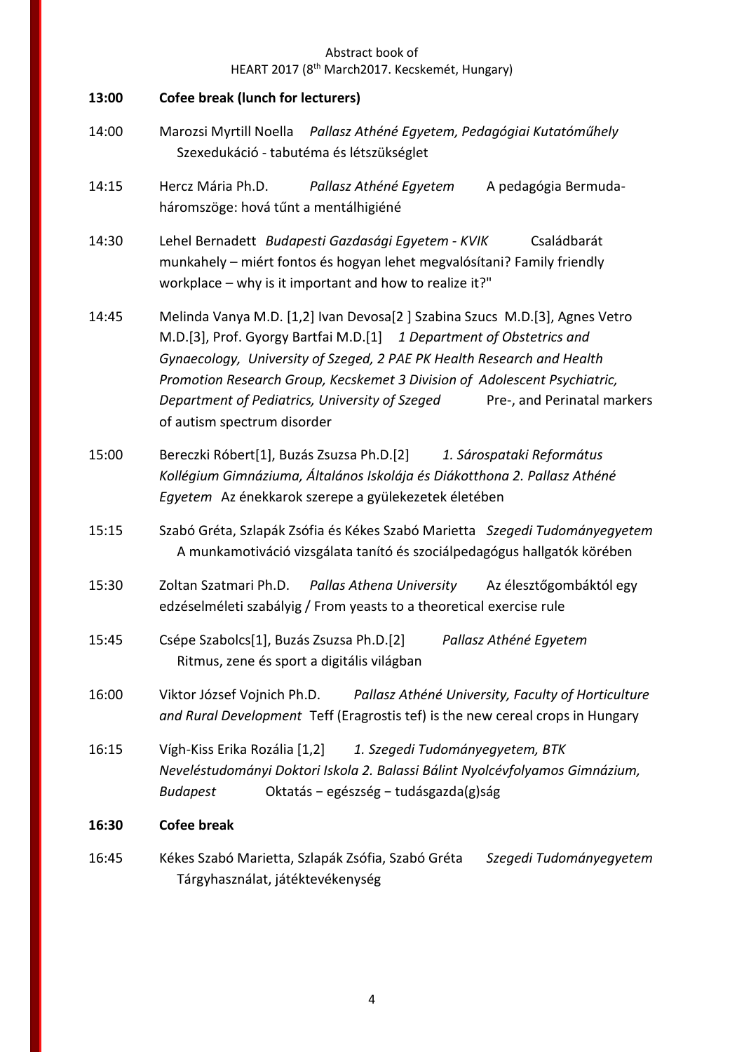**13:00** **Cofee break (lunch for lecturers)**

14:00 Marozsi Myrtill Noella *Pallasz Athéné Egyetem, Pedagógiai Kutatóműhely* Szexedukáció - tabutéma és létszükséglet

14:15 Hercz Mária Ph.D. *Pallasz Athéné Egyetem* A pedagógia Bermuda-háromszöge: hová tűnt a mentálhigiéné

14:30 Lehel Bernadett *Budapesti Gazdasági Egyetem - KVIK* Családbarát munkahely – miért fontos és hogyan lehet megvalósítani? Family friendly workplace – why is it important and how to realize it?"

14:45 Melinda Vanya M.D. [1,2] Ivan Devosa[2 ] Szabina Szucs M.D.[3], Agnes Vetro M.D.[3], Prof. Gyorgy Bartfai M.D.[1] *1 Department of Obstetrics and Gynaecology, University of Szeged, 2 PAE PK Health Research and Health Promotion Research Group, Kecskemet 3 Division of Adolescent Psychiatric, Department of Pediatrics, University of Szeged* Pre-, and Perinatal markers of autism spectrum disorder

15:00 Bereczki Róbert[1], Buzás Zsuzsa Ph.D.[2] *1. Sárospataki Református Kollégium Gimnáziuma, Általános Iskolája és Diákotthona 2. Pallasz Athéné Egyetem* Az énekkarok szerepe a gyülekezetek életében

15:15 Szabó Gréta, Szlapák Zsófia és Kékes Szabó Marietta *Szegedi Tudományegyetem* A munkamotiváció vizsgálata tanító és szociálpedagógus hallgatók körében

15:30 Zoltan Szatmari Ph.D. *Pallas Athena University* Az élesztőgombáktól egy edzéselméleti szabályig / From yeasts to a theoretical exercise rule

15:45 Csépe Szabolcs[1], Buzás Zsuzsa Ph.D.[2] *Pallasz Athéné Egyetem* Ritmus, zene és sport a digitális világban

16:00 Viktor József Vojnich Ph.D. *Pallasz Athéné University, Faculty of Horticulture and Rural Development* Teff (Eragrostis tef) is the new cereal crops in Hungary

16:15 Vígh-Kiss Erika Rozália [1,2] *1. Szegedi Tudományegyetem, BTK Neveléstudományi Doktori Iskola 2. Balassi Bálint Nyolcévfolyamos Gimnázium, Budapest* Oktatás – egészség – tudásgazda(g)ság

**16:30** **Cofee break**

16:45 Kékes Szabó Marietta, Szlapák Zsófia, Szabó Gréta *Szegedi Tudományegyetem* Tárgyhasználat, játéktevékenység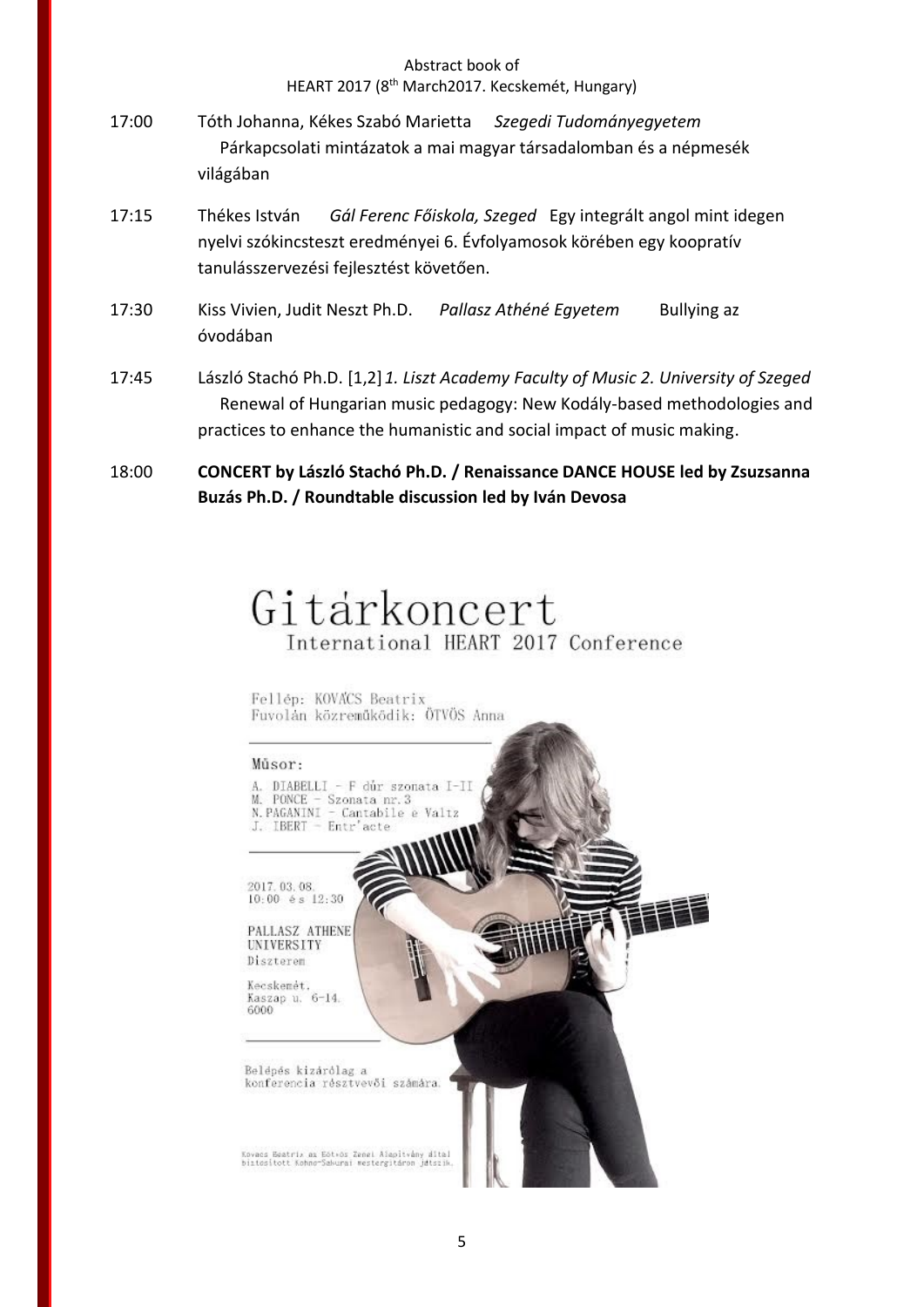17:00 Tóth Johanna, Kékes Szabó Marietta *Szegedi Tudományegyetem* Párkapcsolati mintázatok a mai magyar társadalomban és a népmesék világában

17:15 Thékes István *Gál Ferenc Főiskola, Szeged* Egy integrált angol mint idegen nyelvi szókincsteszt eredményei 6. Évfolyamosok körében egy kooperatív tanulásszervezési fejlesztést követően.

17:30 Kiss Vivien, Judit Neszt Ph.D. *Pallasz Athéné Egyetem* Bullying az óvodában

17:45 László Stachó Ph.D. [1,2] *1. Liszt Academy Faculty of Music 2. University of Szeged* Renewal of Hungarian music pedagogy: New Kodály-based methodologies and practices to enhance the humanistic and social impact of music making.

18:00 **CONCERT by László Stachó Ph.D. / Renaissance DANCE HOUSE led by Zsuzsanna Buzás Ph.D. / Roundtable discussion led by Iván Devosa**

# Gitárkoncert

International HEART 2017 Conference

Fellép: KOVÁCS Beatrix
Fuvolán közreműködik: ÖTVÖS Anna

Műsor:

A. DIABELLI – F dúr szonata I-II
M. PONCE – Szonata nr.3
N. PAGANINI – Cantabile e Valtz
J. IBERT – Entr'acte

2017. 03. 08.
10:00 és 12:30

PALLASZ ATHENE UNIVERSITY
Díszterem

Kecskemét,
Kaszap u. 6-14.
6000

Belépés kizárólag a konferencia résztvevői számára.

Kovács Beatrix az Eötvös Zenei Alapítvány által biztosított Kohno-Sakurai mestergitáron játszik.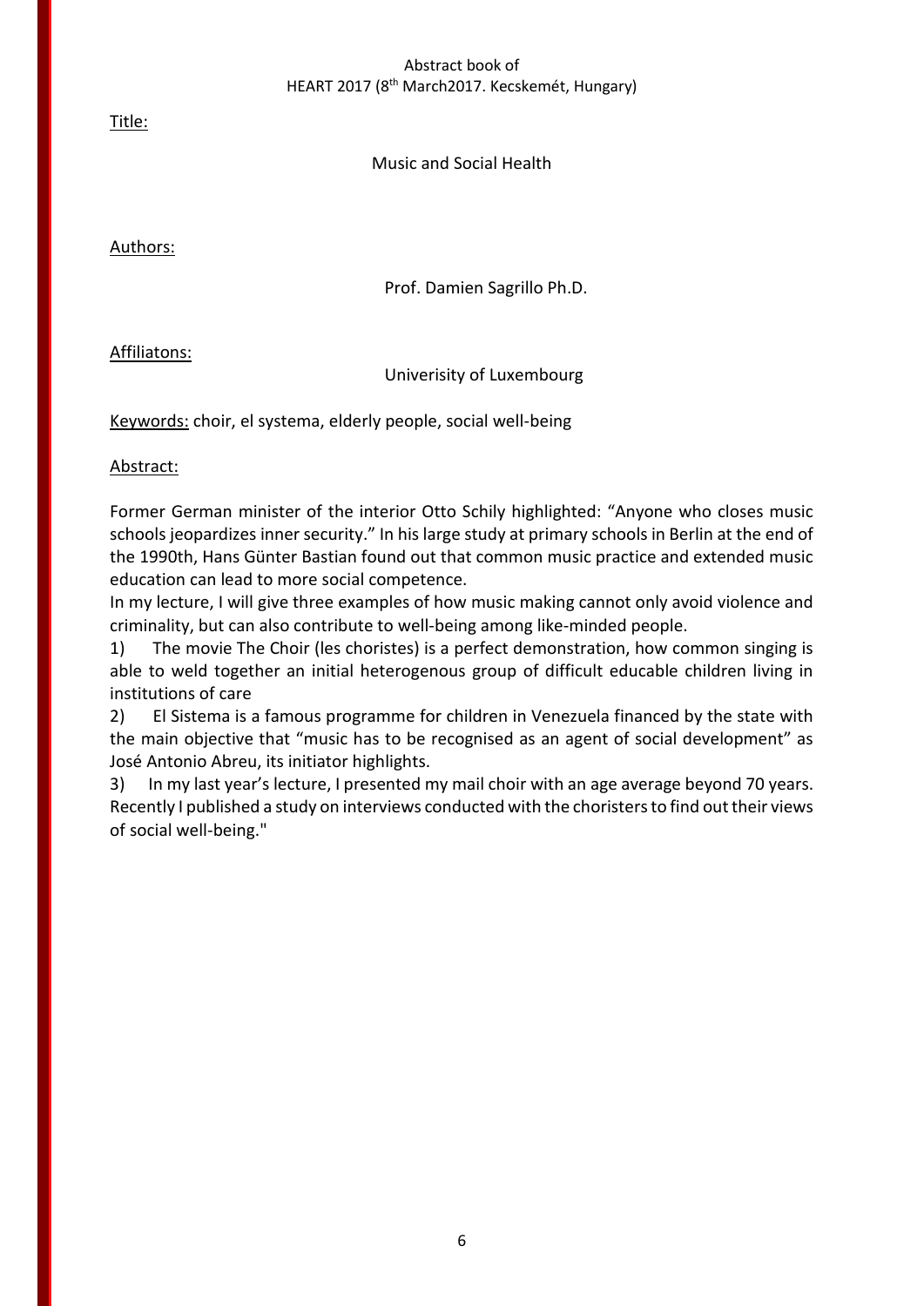Title:

Music and Social Health

Authors:

Prof. Damien Sagrillo Ph.D.

Affiliatons:

Univerisity of Luxembourg

Keywords: choir, el systema, elderly people, social well-being

Abstract:

Former German minister of the interior Otto Schily highlighted: “Anyone who closes music schools jeopardizes inner security.” In his large study at primary schools in Berlin at the end of the 1990th, Hans Günter Bastian found out that common music practice and extended music education can lead to more social competence.

In my lecture, I will give three examples of how music making cannot only avoid violence and criminality, but can also contribute to well-being among like-minded people.

1) The movie The Choir (les choristes) is a perfect demonstration, how common singing is able to weld together an initial heterogenous group of difficult educable children living in institutions of care

2) El Sistema is a famous programme for children in Venezuela financed by the state with the main objective that “music has to be recognised as an agent of social development” as José Antonio Abreu, its initiator highlights.

3) In my last year’s lecture, I presented my mail choir with an age average beyond 70 years. Recently I published a study on interviews conducted with the choristers to find out their views of social well-being."